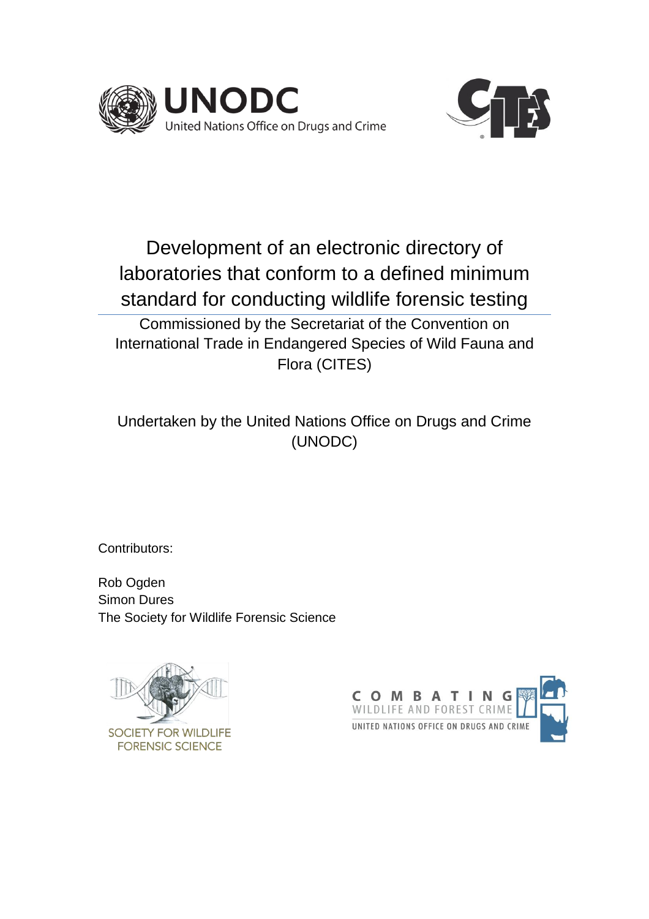# Development of an electronic directory of laboratories that conform to a defined minimum standard for conducting wildlife forensic testing

Commissioned by the Secretariat of the Convention on International Trade in Endangered Species of Wild Fauna and Flora (CITES)

Undertaken by the United Nations Office on Drugs and Crime (UNODC)

Contributors:

Rob Ogden
Simon Dures
The Society for Wildlife Forensic Science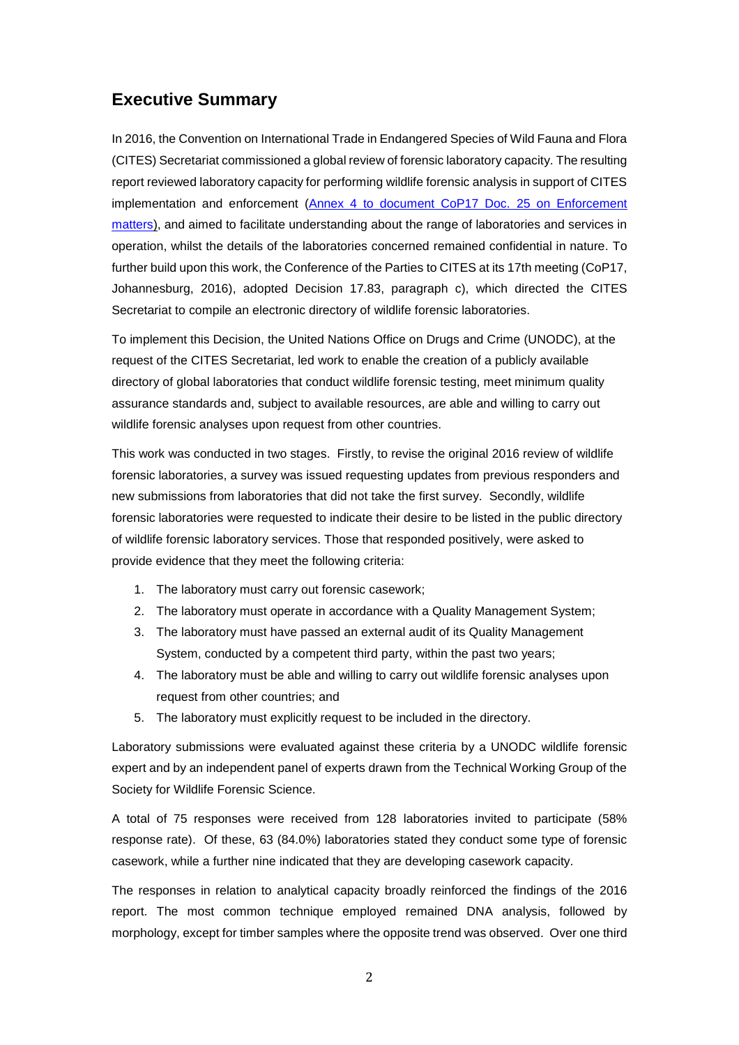## Executive Summary

In 2016, the Convention on International Trade in Endangered Species of Wild Fauna and Flora (CITES) Secretariat commissioned a global review of forensic laboratory capacity. The resulting report reviewed laboratory capacity for performing wildlife forensic analysis in support of CITES implementation and enforcement ([Annex 4 to document CoP17 Doc. 25 on Enforcement matters](https://cites.org/sites/default/files/eng/cop/17/WorkingDocs/E-CoP17-25.pdf)), and aimed to facilitate understanding about the range of laboratories and services in operation, whilst the details of the laboratories concerned remained confidential in nature. To further build upon this work, the Conference of the Parties to CITES at its 17th meeting (CoP17, Johannesburg, 2016), adopted Decision 17.83, paragraph c), which directed the CITES Secretariat to compile an electronic directory of wildlife forensic laboratories.

To implement this Decision, the United Nations Office on Drugs and Crime (UNODC), at the request of the CITES Secretariat, led work to enable the creation of a publicly available directory of global laboratories that conduct wildlife forensic testing, meet minimum quality assurance standards and, subject to available resources, are able and willing to carry out wildlife forensic analyses upon request from other countries.

This work was conducted in two stages. Firstly, to revise the original 2016 review of wildlife forensic laboratories, a survey was issued requesting updates from previous responders and new submissions from laboratories that did not take the first survey. Secondly, wildlife forensic laboratories were requested to indicate their desire to be listed in the public directory of wildlife forensic laboratory services. Those that responded positively, were asked to provide evidence that they meet the following criteria:

1. The laboratory must carry out forensic casework;
2. The laboratory must operate in accordance with a Quality Management System;
3. The laboratory must have passed an external audit of its Quality Management System, conducted by a competent third party, within the past two years;
4. The laboratory must be able and willing to carry out wildlife forensic analyses upon request from other countries; and
5. The laboratory must explicitly request to be included in the directory.

Laboratory submissions were evaluated against these criteria by a UNODC wildlife forensic expert and by an independent panel of experts drawn from the Technical Working Group of the Society for Wildlife Forensic Science.

A total of 75 responses were received from 128 laboratories invited to participate (58% response rate). Of these, 63 (84.0%) laboratories stated they conduct some type of forensic casework, while a further nine indicated that they are developing casework capacity.

The responses in relation to analytical capacity broadly reinforced the findings of the 2016 report. The most common technique employed remained DNA analysis, followed by morphology, except for timber samples where the opposite trend was observed. Over one third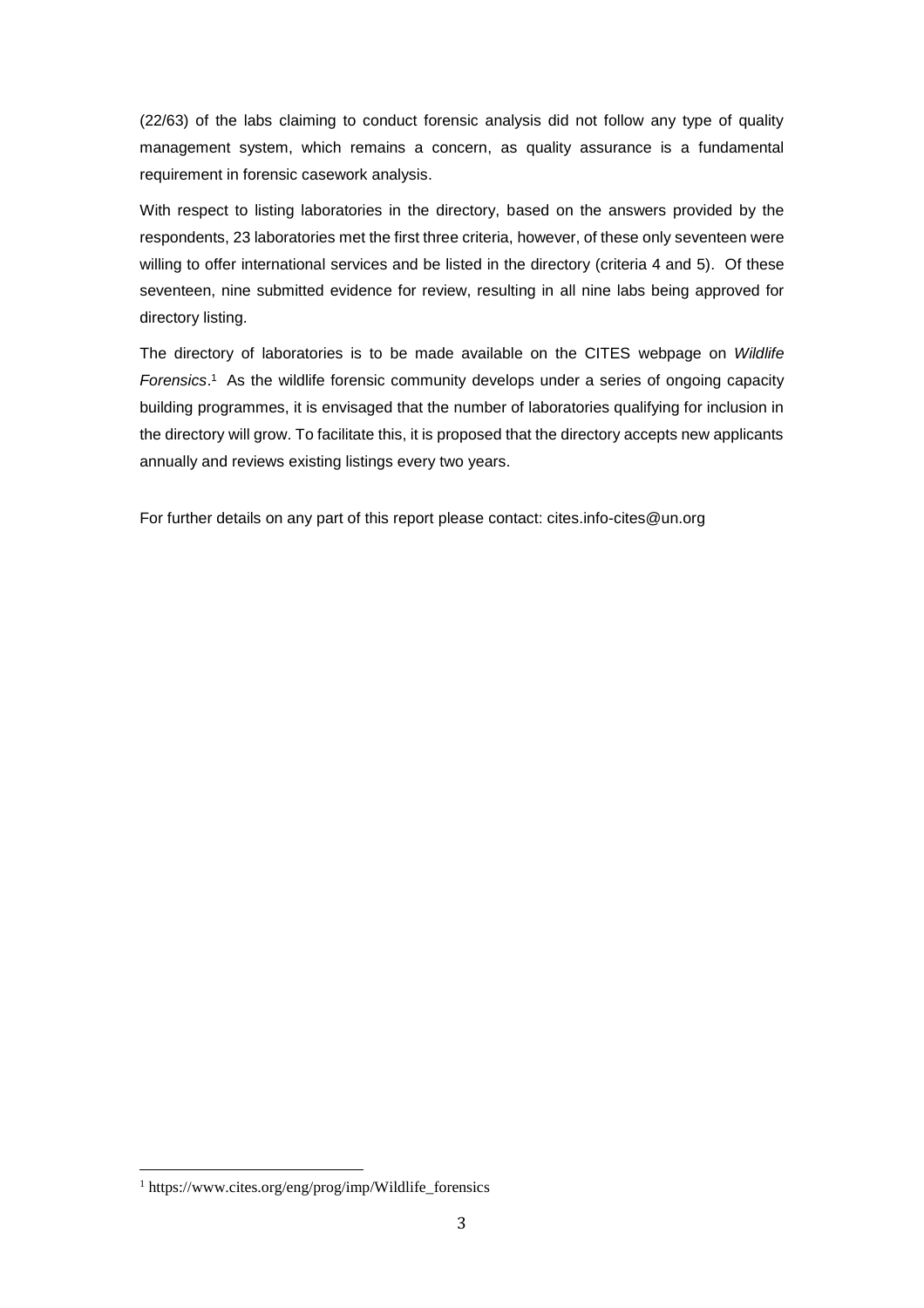(22/63) of the labs claiming to conduct forensic analysis did not follow any type of quality management system, which remains a concern, as quality assurance is a fundamental requirement in forensic casework analysis.

With respect to listing laboratories in the directory, based on the answers provided by the respondents, 23 laboratories met the first three criteria, however, of these only seventeen were willing to offer international services and be listed in the directory (criteria 4 and 5). Of these seventeen, nine submitted evidence for review, resulting in all nine labs being approved for directory listing.

The directory of laboratories is to be made available on the CITES webpage on *Wildlife Forensics*.[1] As the wildlife forensic community develops under a series of ongoing capacity building programmes, it is envisaged that the number of laboratories qualifying for inclusion in the directory will grow. To facilitate this, it is proposed that the directory accepts new applicants annually and reviews existing listings every two years.

For further details on any part of this report please contact: cites.info-cites@un.org

---

[1] https://www.cites.org/eng/prog/imp/Wildlife_forensics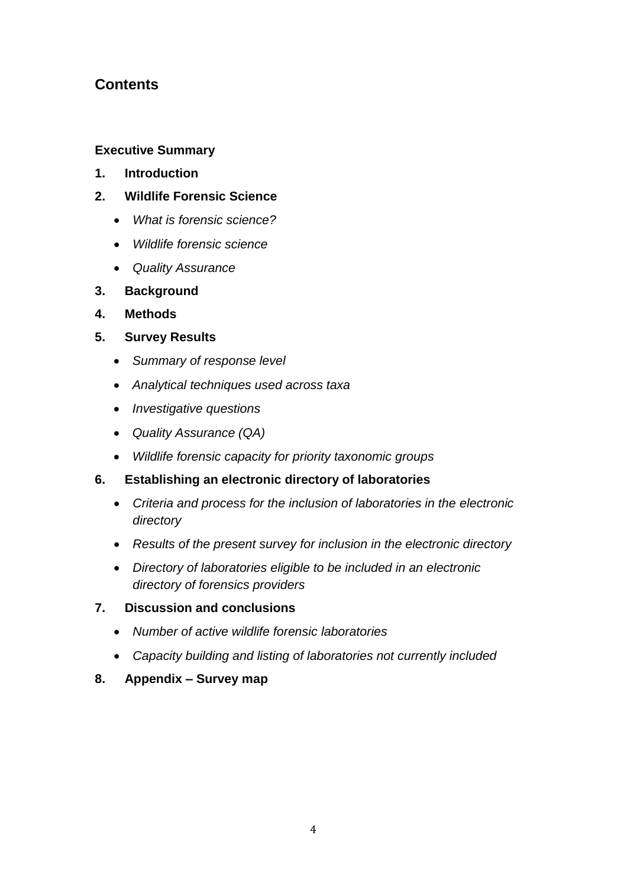## Contents

**Executive Summary**

1. **Introduction**
2. **Wildlife Forensic Science**
   - *What is forensic science?*
   - *Wildlife forensic science*
   - *Quality Assurance*
3. **Background**
4. **Methods**
5. **Survey Results**
   - *Summary of response level*
   - *Analytical techniques used across taxa*
   - *Investigative questions*
   - *Quality Assurance (QA)*
   - *Wildlife forensic capacity for priority taxonomic groups*
6. **Establishing an electronic directory of laboratories**
   - *Criteria and process for the inclusion of laboratories in the electronic directory*
   - *Results of the present survey for inclusion in the electronic directory*
   - *Directory of laboratories eligible to be included in an electronic directory of forensics providers*
7. **Discussion and conclusions**
   - *Number of active wildlife forensic laboratories*
   - *Capacity building and listing of laboratories not currently included*
8. **Appendix – Survey map**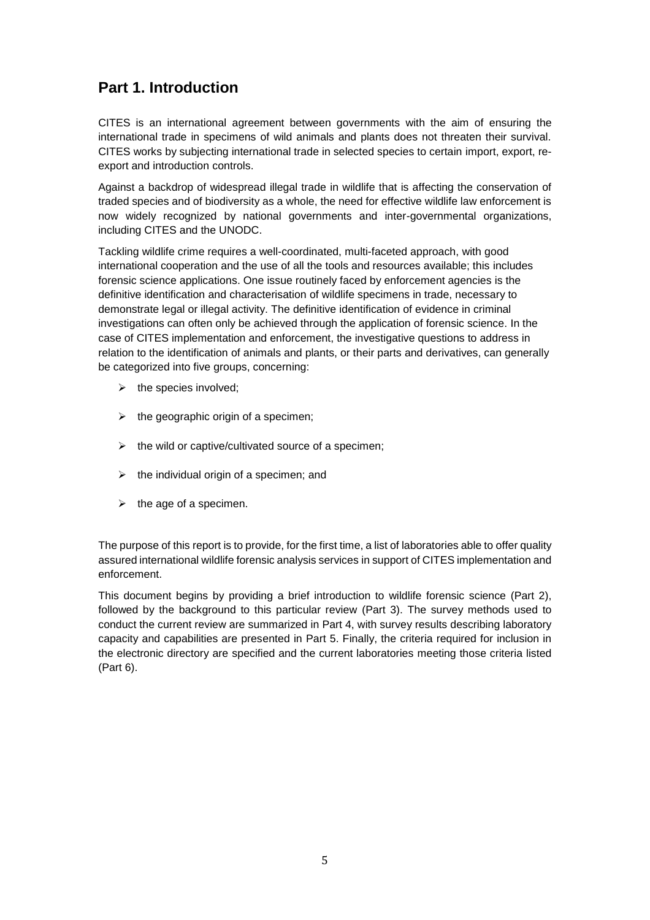## Part 1. Introduction

CITES is an international agreement between governments with the aim of ensuring the international trade in specimens of wild animals and plants does not threaten their survival. CITES works by subjecting international trade in selected species to certain import, export, re-export and introduction controls.

Against a backdrop of widespread illegal trade in wildlife that is affecting the conservation of traded species and of biodiversity as a whole, the need for effective wildlife law enforcement is now widely recognized by national governments and inter-governmental organizations, including CITES and the UNODC.

Tackling wildlife crime requires a well-coordinated, multi-faceted approach, with good international cooperation and the use of all the tools and resources available; this includes forensic science applications. One issue routinely faced by enforcement agencies is the definitive identification and characterisation of wildlife specimens in trade, necessary to demonstrate legal or illegal activity. The definitive identification of evidence in criminal investigations can often only be achieved through the application of forensic science. In the case of CITES implementation and enforcement, the investigative questions to address in relation to the identification of animals and plants, or their parts and derivatives, can generally be categorized into five groups, concerning:

- the species involved;
- the geographic origin of a specimen;
- the wild or captive/cultivated source of a specimen;
- the individual origin of a specimen; and
- the age of a specimen.

The purpose of this report is to provide, for the first time, a list of laboratories able to offer quality assured international wildlife forensic analysis services in support of CITES implementation and enforcement.

This document begins by providing a brief introduction to wildlife forensic science (Part 2), followed by the background to this particular review (Part 3). The survey methods used to conduct the current review are summarized in Part 4, with survey results describing laboratory capacity and capabilities are presented in Part 5. Finally, the criteria required for inclusion in the electronic directory are specified and the current laboratories meeting those criteria listed (Part 6).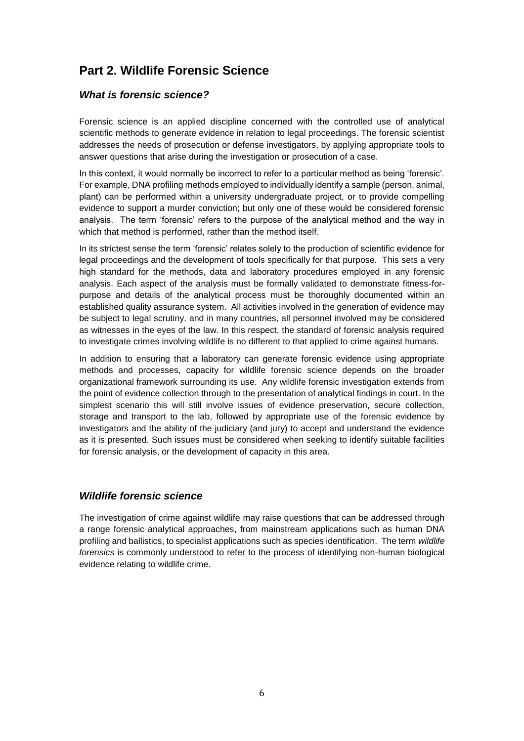## Part 2. Wildlife Forensic Science

### *What is forensic science?*

Forensic science is an applied discipline concerned with the controlled use of analytical scientific methods to generate evidence in relation to legal proceedings. The forensic scientist addresses the needs of prosecution or defense investigators, by applying appropriate tools to answer questions that arise during the investigation or prosecution of a case.

In this context, it would normally be incorrect to refer to a particular method as being 'forensic'. For example, DNA profiling methods employed to individually identify a sample (person, animal, plant) can be performed within a university undergraduate project, or to provide compelling evidence to support a murder conviction; but only one of these would be considered forensic analysis. The term 'forensic' refers to the purpose of the analytical method and the way in which that method is performed, rather than the method itself.

In its strictest sense the term 'forensic' relates solely to the production of scientific evidence for legal proceedings and the development of tools specifically for that purpose. This sets a very high standard for the methods, data and laboratory procedures employed in any forensic analysis. Each aspect of the analysis must be formally validated to demonstrate fitness-for-purpose and details of the analytical process must be thoroughly documented within an established quality assurance system. All activities involved in the generation of evidence may be subject to legal scrutiny, and in many countries, all personnel involved may be considered as witnesses in the eyes of the law. In this respect, the standard of forensic analysis required to investigate crimes involving wildlife is no different to that applied to crime against humans.

In addition to ensuring that a laboratory can generate forensic evidence using appropriate methods and processes, capacity for wildlife forensic science depends on the broader organizational framework surrounding its use. Any wildlife forensic investigation extends from the point of evidence collection through to the presentation of analytical findings in court. In the simplest scenario this will still involve issues of evidence preservation, secure collection, storage and transport to the lab, followed by appropriate use of the forensic evidence by investigators and the ability of the judiciary (and jury) to accept and understand the evidence as it is presented. Such issues must be considered when seeking to identify suitable facilities for forensic analysis, or the development of capacity in this area.

### *Wildlife forensic science*

The investigation of crime against wildlife may raise questions that can be addressed through a range forensic analytical approaches, from mainstream applications such as human DNA profiling and ballistics, to specialist applications such as species identification. The term *wildlife forensics* is commonly understood to refer to the process of identifying non-human biological evidence relating to wildlife crime.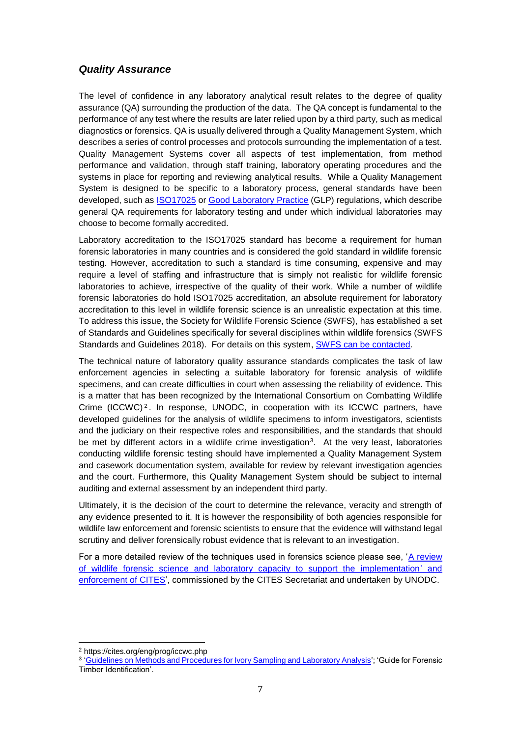### *Quality Assurance*

The level of confidence in any laboratory analytical result relates to the degree of quality assurance (QA) surrounding the production of the data. The QA concept is fundamental to the performance of any test where the results are later relied upon by a third party, such as medical diagnostics or forensics. QA is usually delivered through a Quality Management System, which describes a series of control processes and protocols surrounding the implementation of a test. Quality Management Systems cover all aspects of test implementation, from method performance and validation, through staff training, laboratory operating procedures and the systems in place for reporting and reviewing analytical results. While a Quality Management System is designed to be specific to a laboratory process, general standards have been developed, such as ISO17025 or Good Laboratory Practice (GLP) regulations, which describe general QA requirements for laboratory testing and under which individual laboratories may choose to become formally accredited.

Laboratory accreditation to the ISO17025 standard has become a requirement for human forensic laboratories in many countries and is considered the gold standard in wildlife forensic testing. However, accreditation to such a standard is time consuming, expensive and may require a level of staffing and infrastructure that is simply not realistic for wildlife forensic laboratories to achieve, irrespective of the quality of their work. While a number of wildlife forensic laboratories do hold ISO17025 accreditation, an absolute requirement for laboratory accreditation to this level in wildlife forensic science is an unrealistic expectation at this time. To address this issue, the Society for Wildlife Forensic Science (SWFS), has established a set of Standards and Guidelines specifically for several disciplines within wildlife forensics (SWFS Standards and Guidelines 2018). For details on this system, SWFS can be contacted.

The technical nature of laboratory quality assurance standards complicates the task of law enforcement agencies in selecting a suitable laboratory for forensic analysis of wildlife specimens, and can create difficulties in court when assessing the reliability of evidence. This is a matter that has been recognized by the International Consortium on Combatting Wildlife Crime (ICCWC)[2]. In response, UNODC, in cooperation with its ICCWC partners, have developed guidelines for the analysis of wildlife specimens to inform investigators, scientists and the judiciary on their respective roles and responsibilities, and the standards that should be met by different actors in a wildlife crime investigation[3]. At the very least, laboratories conducting wildlife forensic testing should have implemented a Quality Management System and casework documentation system, available for review by relevant investigation agencies and the court. Furthermore, this Quality Management System should be subject to internal auditing and external assessment by an independent third party.

Ultimately, it is the decision of the court to determine the relevance, veracity and strength of any evidence presented to it. It is however the responsibility of both agencies responsible for wildlife law enforcement and forensic scientists to ensure that the evidence will withstand legal scrutiny and deliver forensically robust evidence that is relevant to an investigation.

For a more detailed review of the techniques used in forensics science please see, 'A review of wildlife forensic science and laboratory capacity to support the implementation' and enforcement of CITES', commissioned by the CITES Secretariat and undertaken by UNODC.

---

[2] https://cites.org/eng/prog/iccwc.php

[3] 'Guidelines on Methods and Procedures for Ivory Sampling and Laboratory Analysis'; 'Guide for Forensic Timber Identification'.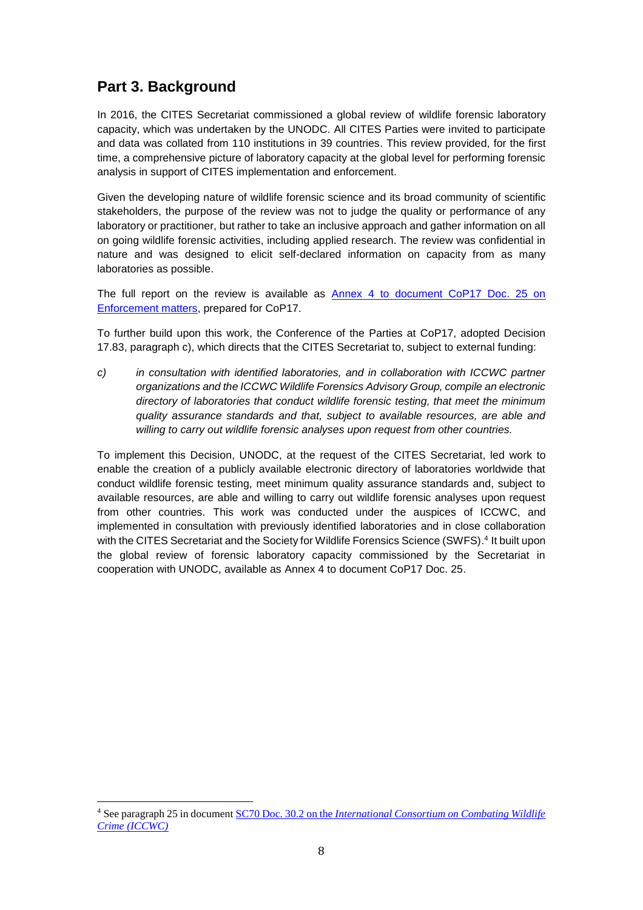## Part 3. Background

In 2016, the CITES Secretariat commissioned a global review of wildlife forensic laboratory capacity, which was undertaken by the UNODC. All CITES Parties were invited to participate and data was collated from 110 institutions in 39 countries. This review provided, for the first time, a comprehensive picture of laboratory capacity at the global level for performing forensic analysis in support of CITES implementation and enforcement.

Given the developing nature of wildlife forensic science and its broad community of scientific stakeholders, the purpose of the review was not to judge the quality or performance of any laboratory or practitioner, but rather to take an inclusive approach and gather information on all on going wildlife forensic activities, including applied research. The review was confidential in nature and was designed to elicit self-declared information on capacity from as many laboratories as possible.

The full report on the review is available as Annex 4 to document CoP17 Doc. 25 on Enforcement matters, prepared for CoP17.

To further build upon this work, the Conference of the Parties at CoP17, adopted Decision 17.83, paragraph c), which directs that the CITES Secretariat to, subject to external funding:

*c) in consultation with identified laboratories, and in collaboration with ICCWC partner organizations and the ICCWC Wildlife Forensics Advisory Group, compile an electronic directory of laboratories that conduct wildlife forensic testing, that meet the minimum quality assurance standards and that, subject to available resources, are able and willing to carry out wildlife forensic analyses upon request from other countries.*

To implement this Decision, UNODC, at the request of the CITES Secretariat, led work to enable the creation of a publicly available electronic directory of laboratories worldwide that conduct wildlife forensic testing, meet minimum quality assurance standards and, subject to available resources, are able and willing to carry out wildlife forensic analyses upon request from other countries. This work was conducted under the auspices of ICCWC, and implemented in consultation with previously identified laboratories and in close collaboration with the CITES Secretariat and the Society for Wildlife Forensics Science (SWFS).[4] It built upon the global review of forensic laboratory capacity commissioned by the Secretariat in cooperation with UNODC, available as Annex 4 to document CoP17 Doc. 25.

---

[4] See paragraph 25 in document SC70 Doc. 30.2 on the *International Consortium on Combating Wildlife Crime (ICCWC)*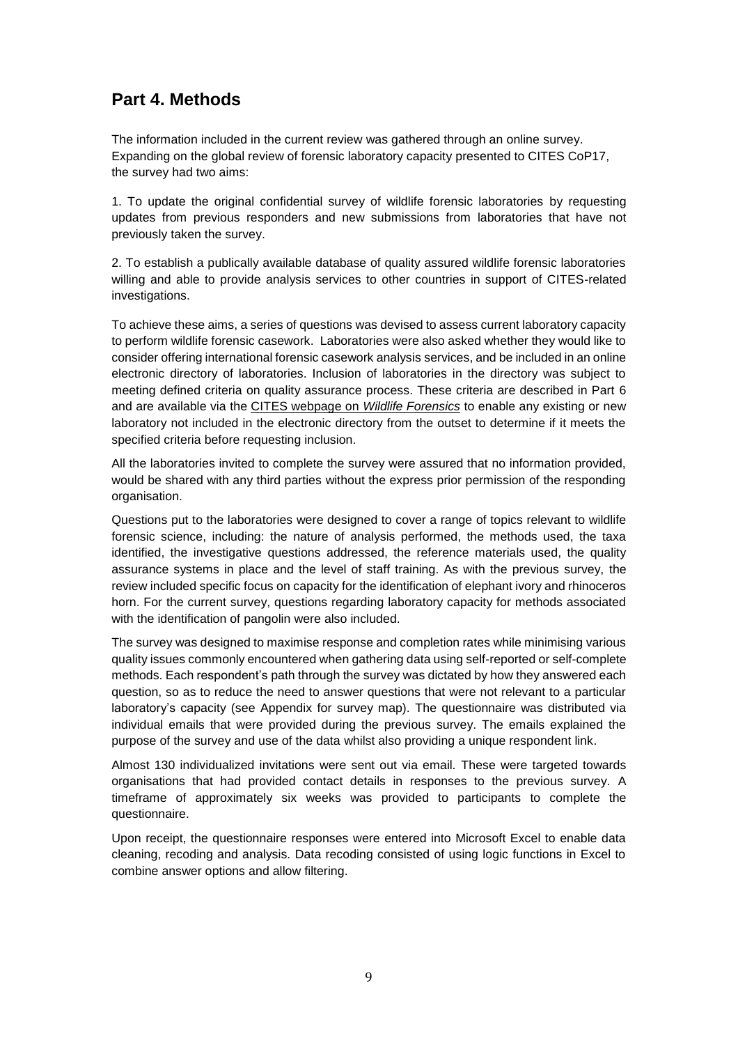## Part 4. Methods

The information included in the current review was gathered through an online survey. Expanding on the global review of forensic laboratory capacity presented to CITES CoP17, the survey had two aims:

1. To update the original confidential survey of wildlife forensic laboratories by requesting updates from previous responders and new submissions from laboratories that have not previously taken the survey.

2. To establish a publically available database of quality assured wildlife forensic laboratories willing and able to provide analysis services to other countries in support of CITES-related investigations.

To achieve these aims, a series of questions was devised to assess current laboratory capacity to perform wildlife forensic casework. Laboratories were also asked whether they would like to consider offering international forensic casework analysis services, and be included in an online electronic directory of laboratories. Inclusion of laboratories in the directory was subject to meeting defined criteria on quality assurance process. These criteria are described in Part 6 and are available via the CITES webpage on *Wildlife Forensics* to enable any existing or new laboratory not included in the electronic directory from the outset to determine if it meets the specified criteria before requesting inclusion.

All the laboratories invited to complete the survey were assured that no information provided, would be shared with any third parties without the express prior permission of the responding organisation.

Questions put to the laboratories were designed to cover a range of topics relevant to wildlife forensic science, including: the nature of analysis performed, the methods used, the taxa identified, the investigative questions addressed, the reference materials used, the quality assurance systems in place and the level of staff training. As with the previous survey, the review included specific focus on capacity for the identification of elephant ivory and rhinoceros horn. For the current survey, questions regarding laboratory capacity for methods associated with the identification of pangolin were also included.

The survey was designed to maximise response and completion rates while minimising various quality issues commonly encountered when gathering data using self-reported or self-complete methods. Each respondent's path through the survey was dictated by how they answered each question, so as to reduce the need to answer questions that were not relevant to a particular laboratory's capacity (see Appendix for survey map). The questionnaire was distributed via individual emails that were provided during the previous survey. The emails explained the purpose of the survey and use of the data whilst also providing a unique respondent link.

Almost 130 individualized invitations were sent out via email. These were targeted towards organisations that had provided contact details in responses to the previous survey. A timeframe of approximately six weeks was provided to participants to complete the questionnaire.

Upon receipt, the questionnaire responses were entered into Microsoft Excel to enable data cleaning, recoding and analysis. Data recoding consisted of using logic functions in Excel to combine answer options and allow filtering.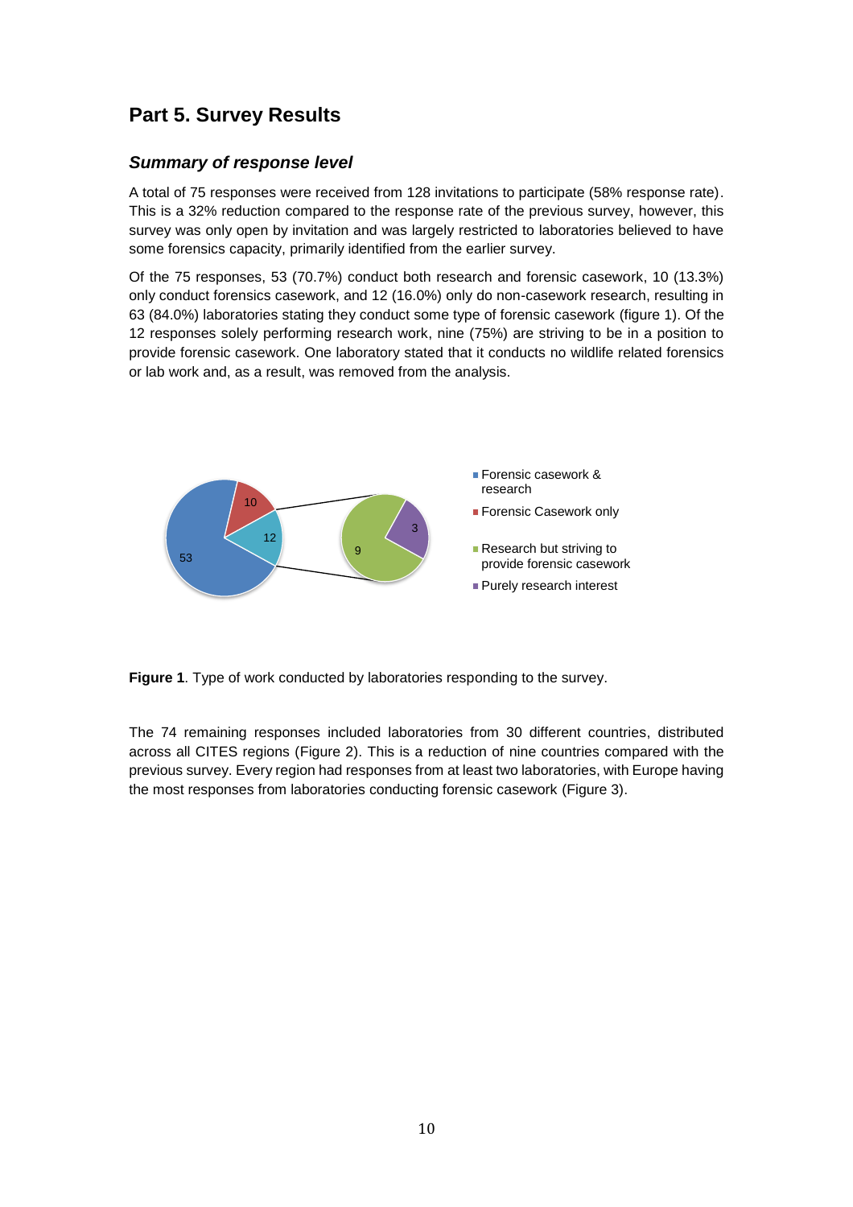## Part 5. Survey Results

### *Summary of response level*

A total of 75 responses were received from 128 invitations to participate (58% response rate). This is a 32% reduction compared to the response rate of the previous survey, however, this survey was only open by invitation and was largely restricted to laboratories believed to have some forensics capacity, primarily identified from the earlier survey.

Of the 75 responses, 53 (70.7%) conduct both research and forensic casework, 10 (13.3%) only conduct forensics casework, and 12 (16.0%) only do non-casework research, resulting in 63 (84.0%) laboratories stating they conduct some type of forensic casework (figure 1). Of the 12 responses solely performing research work, nine (75%) are striving to be in a position to provide forensic casework. One laboratory stated that it conducts no wildlife related forensics or lab work and, as a result, was removed from the analysis.

**Figure 1**. Type of work conducted by laboratories responding to the survey.

The 74 remaining responses included laboratories from 30 different countries, distributed across all CITES regions (Figure 2). This is a reduction of nine countries compared with the previous survey. Every region had responses from at least two laboratories, with Europe having the most responses from laboratories conducting forensic casework (Figure 3).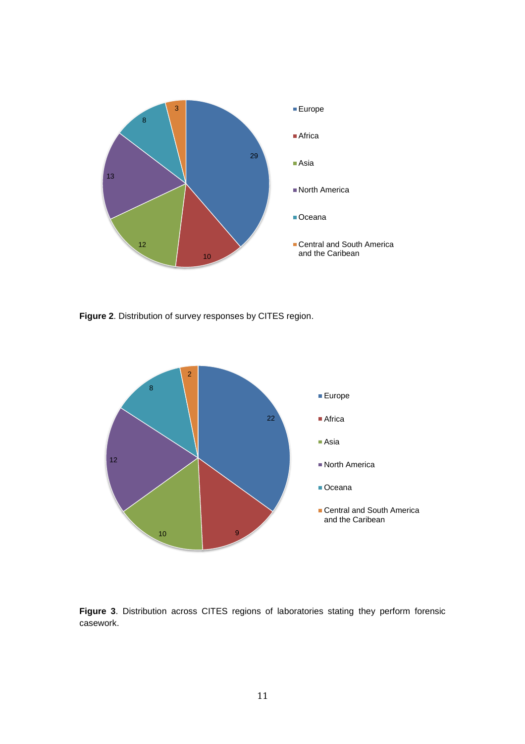Europe 29
Africa 10
Asia 12
North America 13
Oceana 8
Central and South America and the Caribean 3

**Figure 2**. Distribution of survey responses by CITES region.

Europe 22
Africa 9
Asia 10
North America 12
Oceana 8
Central and South America and the Caribean 2

**Figure 3**. Distribution across CITES regions of laboratories stating they perform forensic casework.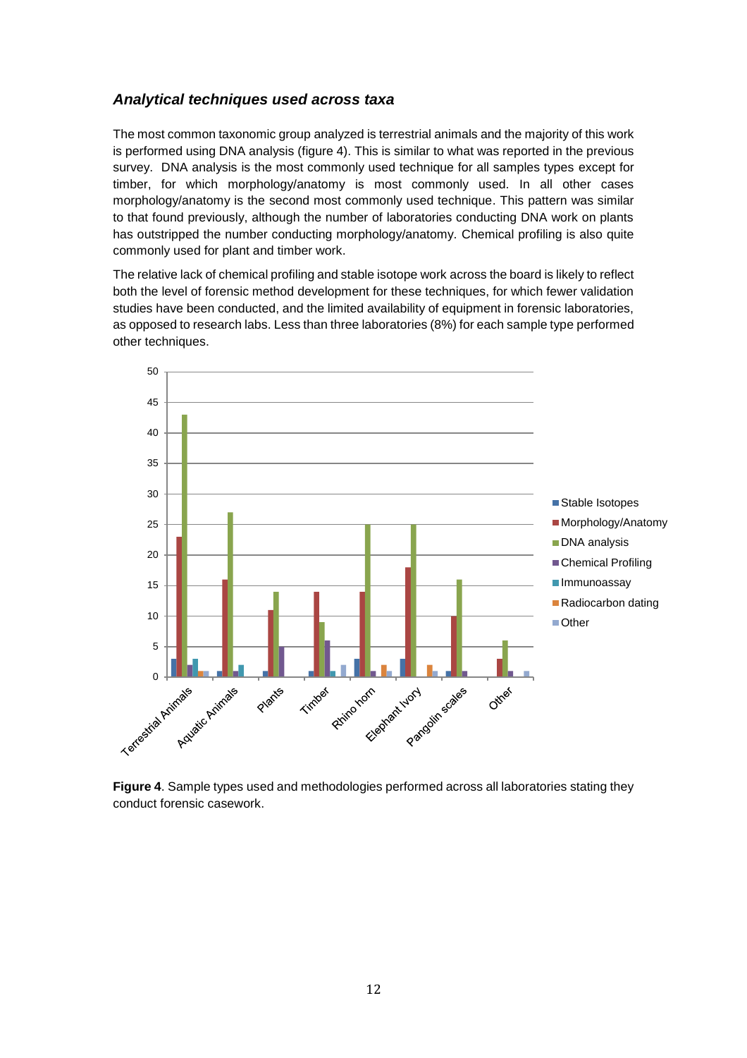### *Analytical techniques used across taxa*

The most common taxonomic group analyzed is terrestrial animals and the majority of this work is performed using DNA analysis (figure 4). This is similar to what was reported in the previous survey. DNA analysis is the most commonly used technique for all samples types except for timber, for which morphology/anatomy is most commonly used. In all other cases morphology/anatomy is the second most commonly used technique. This pattern was similar to that found previously, although the number of laboratories conducting DNA work on plants has outstripped the number conducting morphology/anatomy. Chemical profiling is also quite commonly used for plant and timber work.

The relative lack of chemical profiling and stable isotope work across the board is likely to reflect both the level of forensic method development for these techniques, for which fewer validation studies have been conducted, and the limited availability of equipment in forensic laboratories, as opposed to research labs. Less than three laboratories (8%) for each sample type performed other techniques.

**Figure 4**. Sample types used and methodologies performed across all laboratories stating they conduct forensic casework.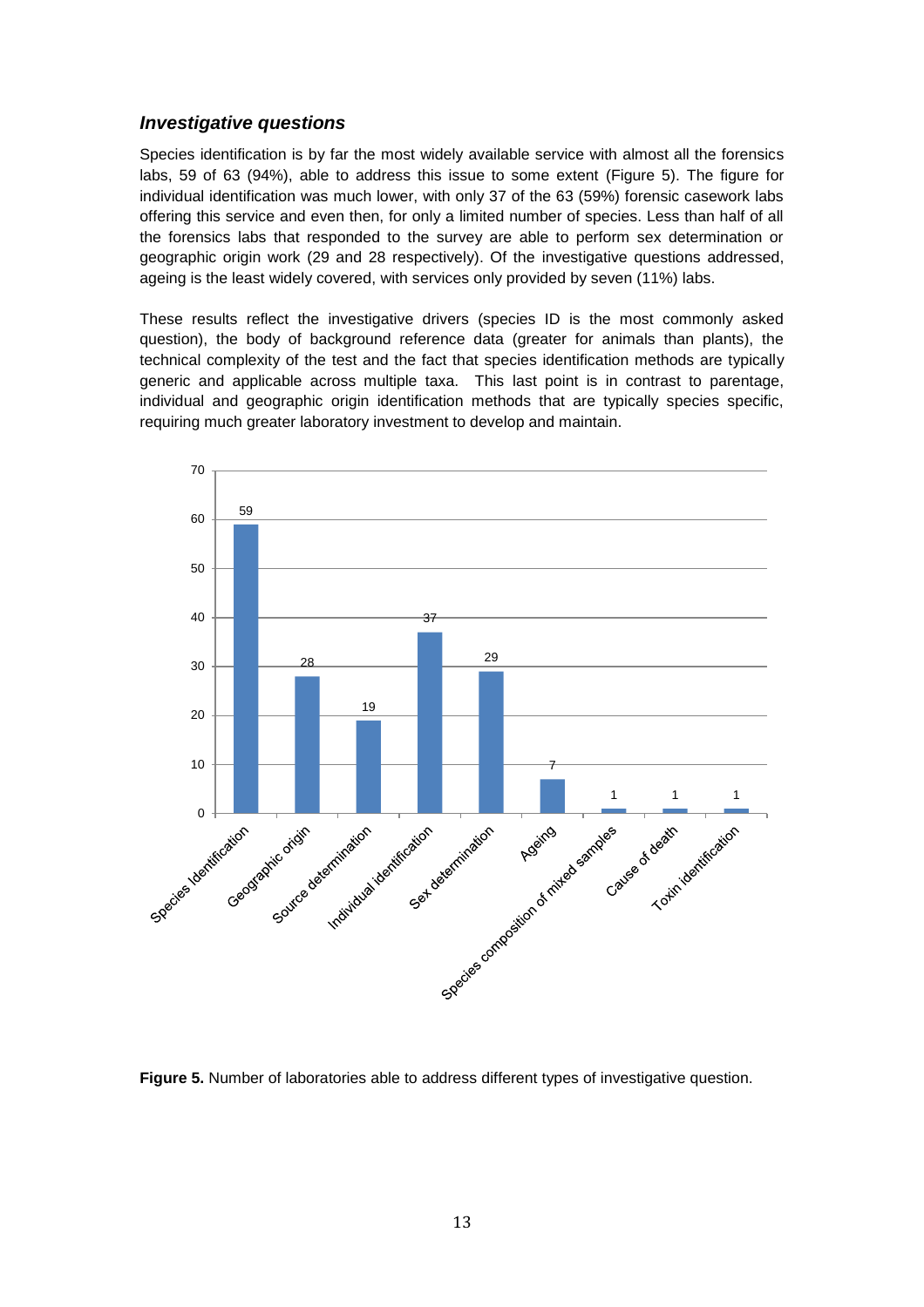### *Investigative questions*

Species identification is by far the most widely available service with almost all the forensics labs, 59 of 63 (94%), able to address this issue to some extent (Figure 5). The figure for individual identification was much lower, with only 37 of the 63 (59%) forensic casework labs offering this service and even then, for only a limited number of species. Less than half of all the forensics labs that responded to the survey are able to perform sex determination or geographic origin work (29 and 28 respectively). Of the investigative questions addressed, ageing is the least widely covered, with services only provided by seven (11%) labs.

These results reflect the investigative drivers (species ID is the most commonly asked question), the body of background reference data (greater for animals than plants), the technical complexity of the test and the fact that species identification methods are typically generic and applicable across multiple taxa. This last point is in contrast to parentage, individual and geographic origin identification methods that are typically species specific, requiring much greater laboratory investment to develop and maintain.

| Investigative question | Number of laboratories |
|---|---|
| Species Identification | 59 |
| Geographic origin | 28 |
| Source determination | 19 |
| Individual identification | 37 |
| Sex determination | 29 |
| Ageing | 7 |
| Species composition of mixed samples | 1 |
| Cause of death | 1 |
| Toxin identification | 1 |

**Figure 5.** Number of laboratories able to address different types of investigative question.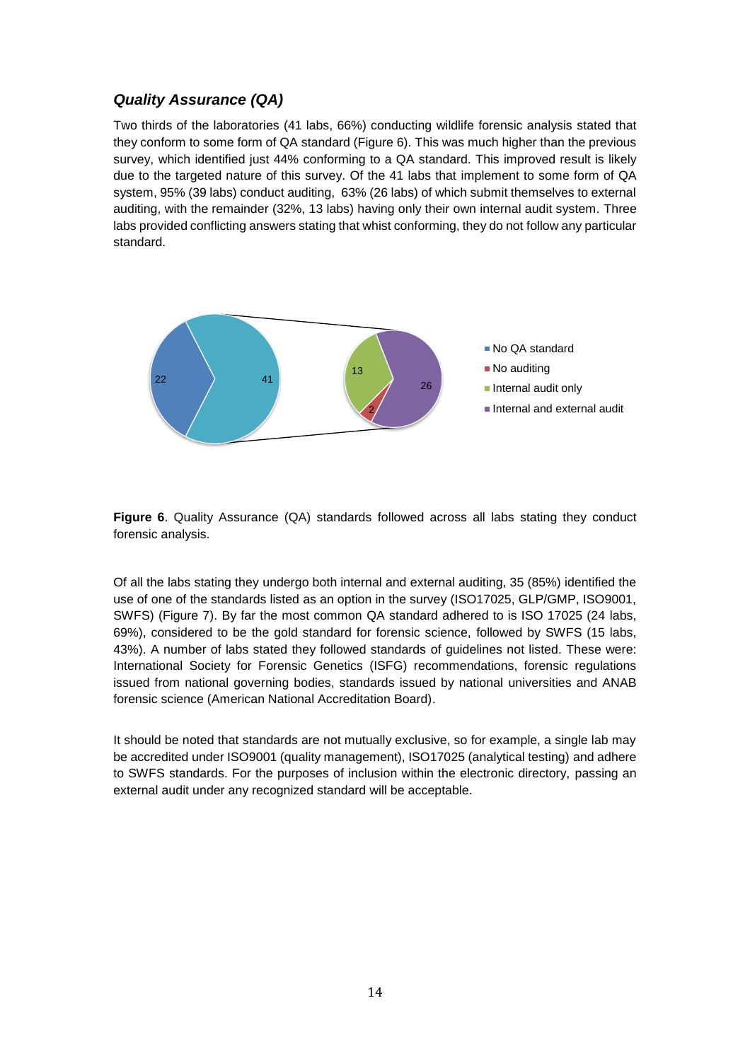### *Quality Assurance (QA)*

Two thirds of the laboratories (41 labs, 66%) conducting wildlife forensic analysis stated that they conform to some form of QA standard (Figure 6). This was much higher than the previous survey, which identified just 44% conforming to a QA standard. This improved result is likely due to the targeted nature of this survey. Of the 41 labs that implement to some form of QA system, 95% (39 labs) conduct auditing, 63% (26 labs) of which submit themselves to external auditing, with the remainder (32%, 13 labs) having only their own internal audit system. Three labs provided conflicting answers stating that whist conforming, they do not follow any particular standard.

**Figure 6**. Quality Assurance (QA) standards followed across all labs stating they conduct forensic analysis.

Of all the labs stating they undergo both internal and external auditing, 35 (85%) identified the use of one of the standards listed as an option in the survey (ISO17025, GLP/GMP, ISO9001, SWFS) (Figure 7). By far the most common QA standard adhered to is ISO 17025 (24 labs, 69%), considered to be the gold standard for forensic science, followed by SWFS (15 labs, 43%). A number of labs stated they followed standards of guidelines not listed. These were: International Society for Forensic Genetics (ISFG) recommendations, forensic regulations issued from national governing bodies, standards issued by national universities and ANAB forensic science (American National Accreditation Board).

It should be noted that standards are not mutually exclusive, so for example, a single lab may be accredited under ISO9001 (quality management), ISO17025 (analytical testing) and adhere to SWFS standards. For the purposes of inclusion within the electronic directory, passing an external audit under any recognized standard will be acceptable.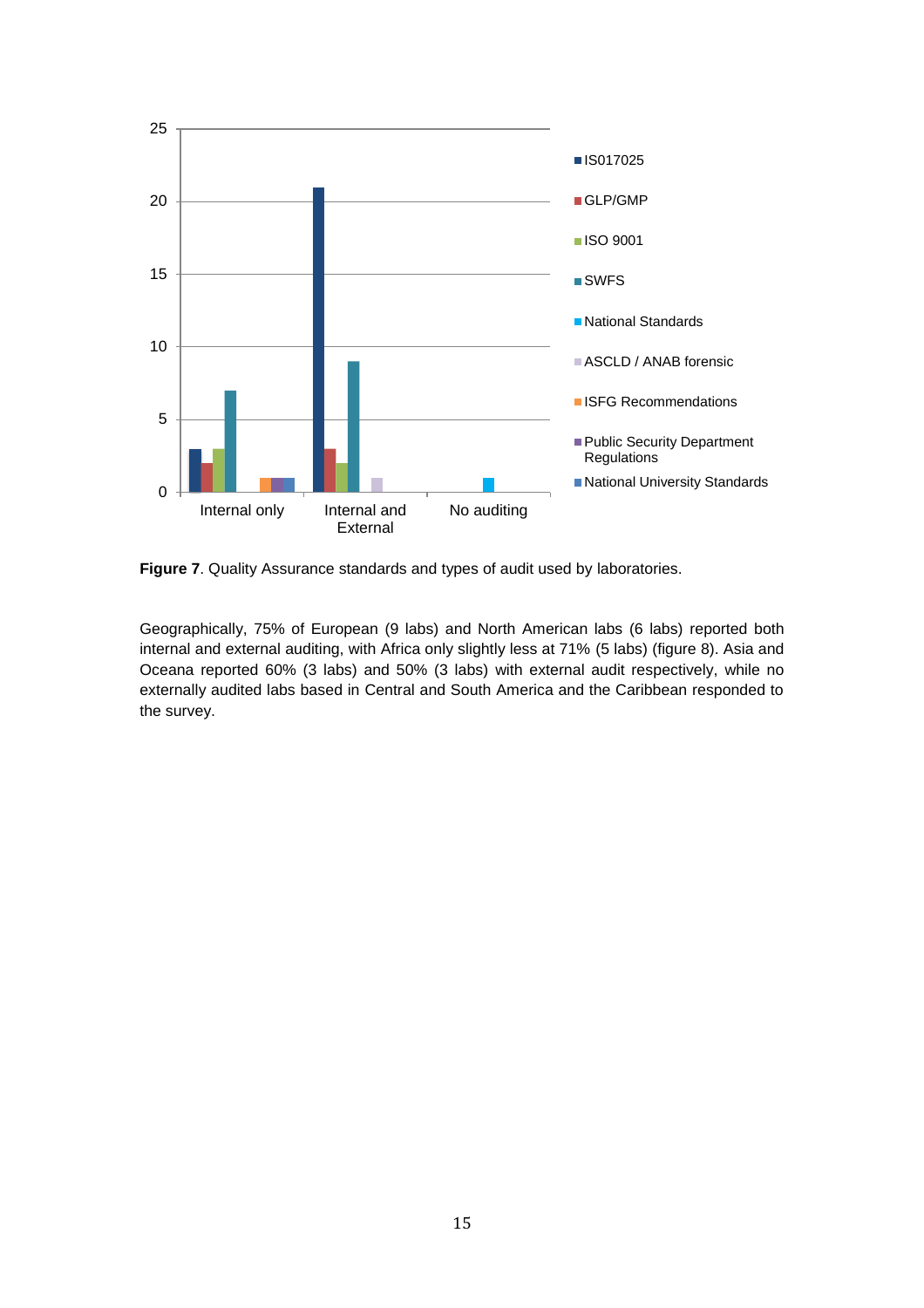**Figure 7**. Quality Assurance standards and types of audit used by laboratories.

Geographically, 75% of European (9 labs) and North American labs (6 labs) reported both internal and external auditing, with Africa only slightly less at 71% (5 labs) (figure 8). Asia and Oceana reported 60% (3 labs) and 50% (3 labs) with external audit respectively, while no externally audited labs based in Central and South America and the Caribbean responded to the survey.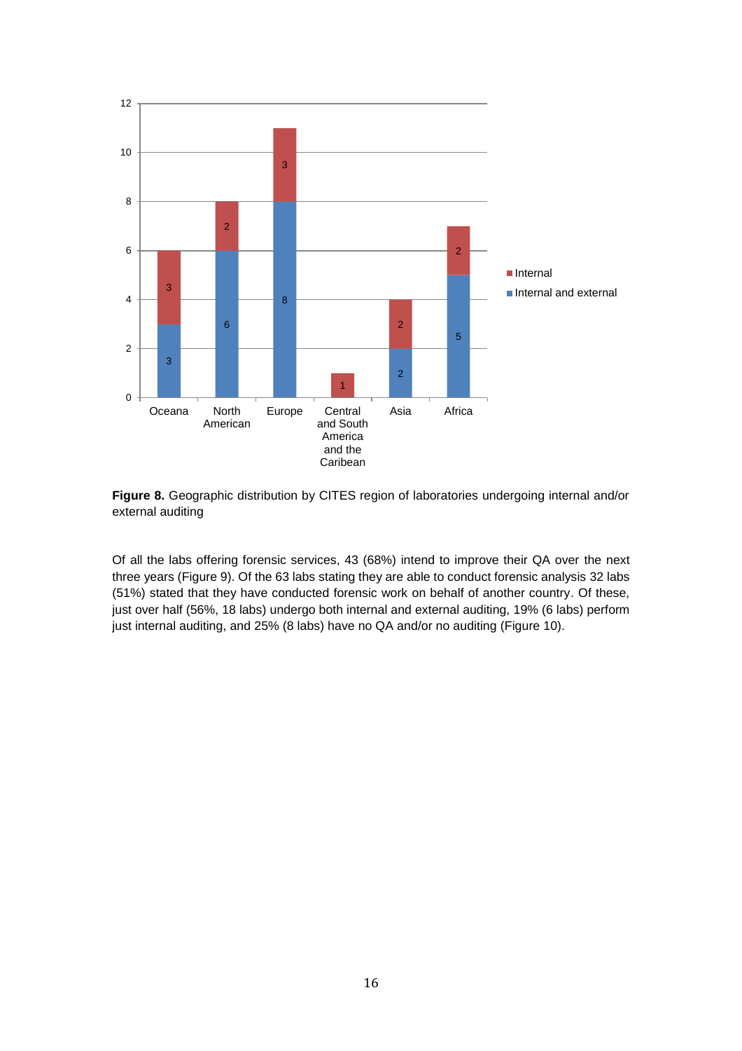**Figure 8.** Geographic distribution by CITES region of laboratories undergoing internal and/or external auditing

Of all the labs offering forensic services, 43 (68%) intend to improve their QA over the next three years (Figure 9). Of the 63 labs stating they are able to conduct forensic analysis 32 labs (51%) stated that they have conducted forensic work on behalf of another country. Of these, just over half (56%, 18 labs) undergo both internal and external auditing, 19% (6 labs) perform just internal auditing, and 25% (8 labs) have no QA and/or no auditing (Figure 10).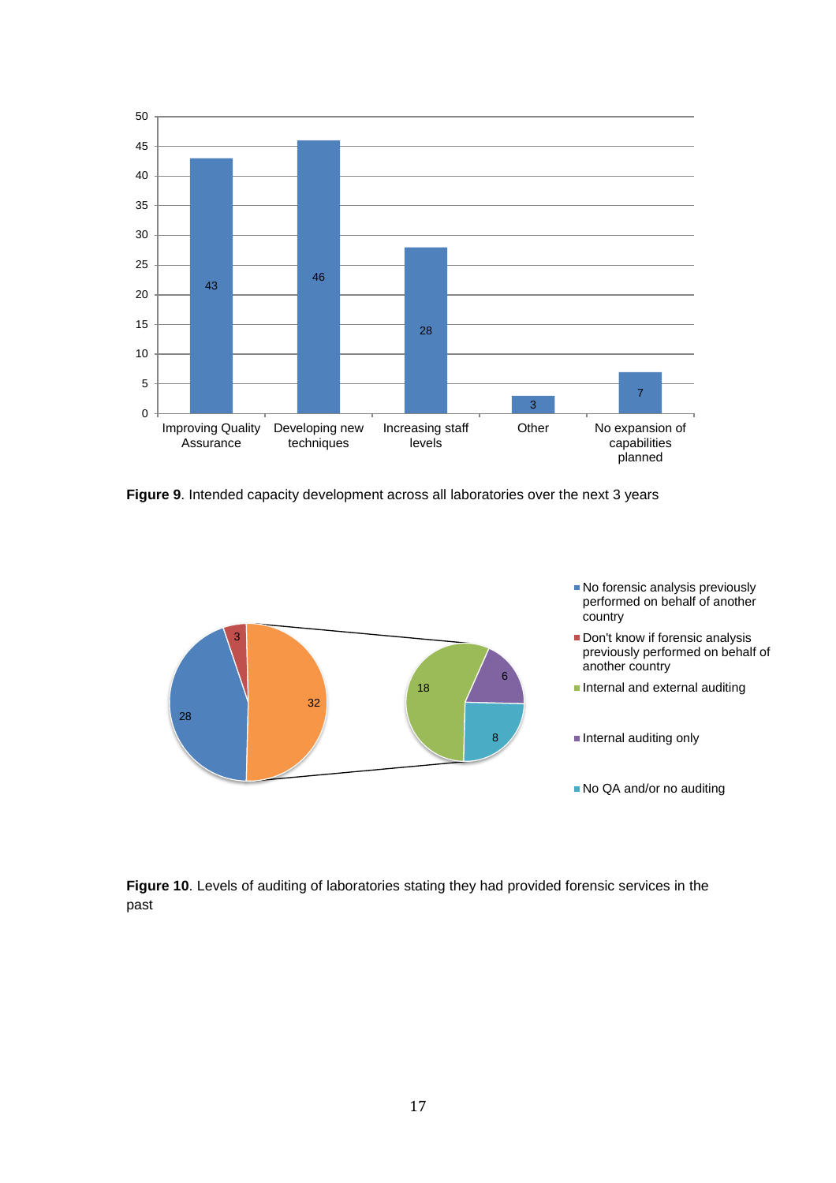**Figure 9**. Intended capacity development across all laboratories over the next 3 years

**Figure 10**. Levels of auditing of laboratories stating they had provided forensic services in the past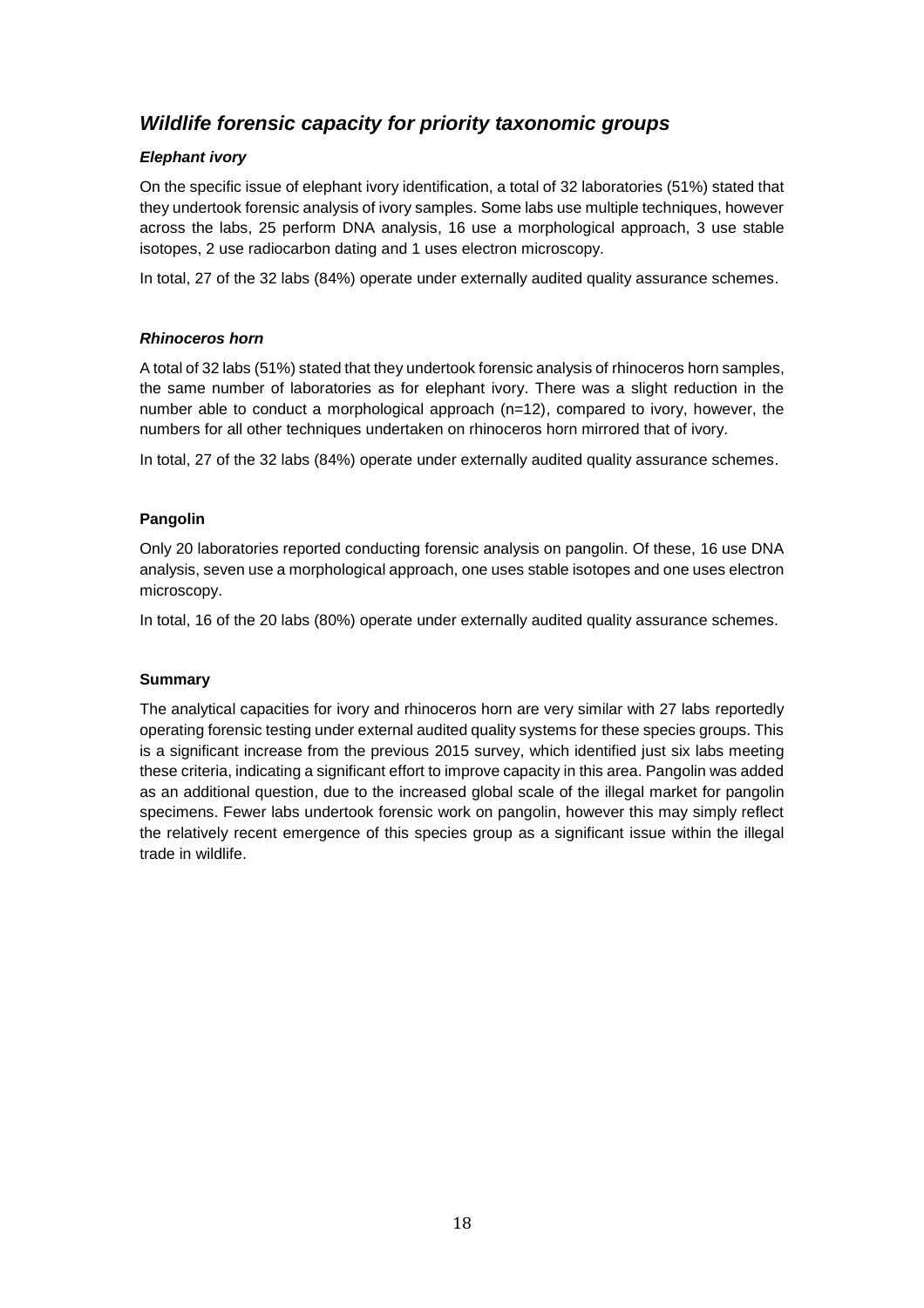## *Wildlife forensic capacity for priority taxonomic groups*

### *Elephant ivory*

On the specific issue of elephant ivory identification, a total of 32 laboratories (51%) stated that they undertook forensic analysis of ivory samples. Some labs use multiple techniques, however across the labs, 25 perform DNA analysis, 16 use a morphological approach, 3 use stable isotopes, 2 use radiocarbon dating and 1 uses electron microscopy.

In total, 27 of the 32 labs (84%) operate under externally audited quality assurance schemes.

### *Rhinoceros horn*

A total of 32 labs (51%) stated that they undertook forensic analysis of rhinoceros horn samples, the same number of laboratories as for elephant ivory. There was a slight reduction in the number able to conduct a morphological approach (n=12), compared to ivory, however, the numbers for all other techniques undertaken on rhinoceros horn mirrored that of ivory.

In total, 27 of the 32 labs (84%) operate under externally audited quality assurance schemes.

### Pangolin

Only 20 laboratories reported conducting forensic analysis on pangolin. Of these, 16 use DNA analysis, seven use a morphological approach, one uses stable isotopes and one uses electron microscopy.

In total, 16 of the 20 labs (80%) operate under externally audited quality assurance schemes.

### Summary

The analytical capacities for ivory and rhinoceros horn are very similar with 27 labs reportedly operating forensic testing under external audited quality systems for these species groups. This is a significant increase from the previous 2015 survey, which identified just six labs meeting these criteria, indicating a significant effort to improve capacity in this area. Pangolin was added as an additional question, due to the increased global scale of the illegal market for pangolin specimens. Fewer labs undertook forensic work on pangolin, however this may simply reflect the relatively recent emergence of this species group as a significant issue within the illegal trade in wildlife.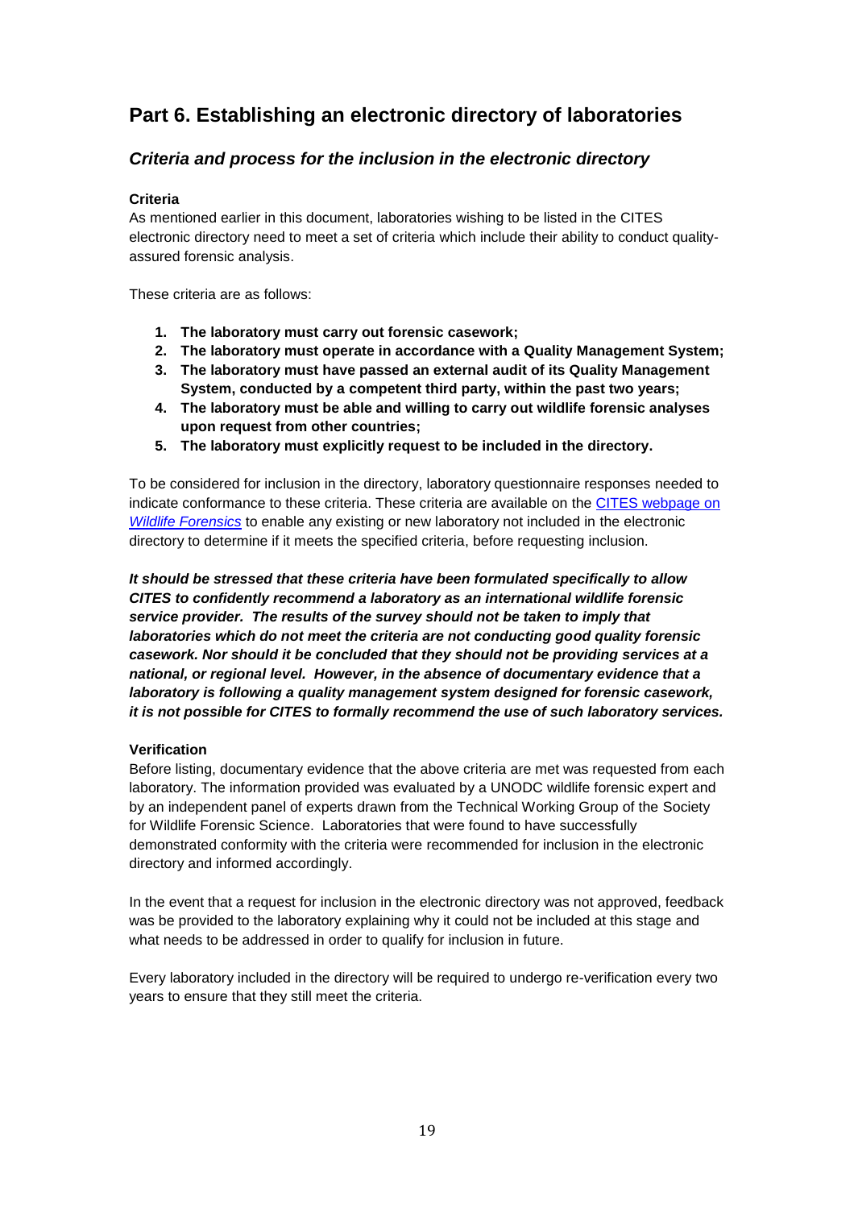# Part 6. Establishing an electronic directory of laboratories

## *Criteria and process for the inclusion in the electronic directory*

**Criteria**

As mentioned earlier in this document, laboratories wishing to be listed in the CITES electronic directory need to meet a set of criteria which include their ability to conduct quality-assured forensic analysis.

These criteria are as follows:

1. **The laboratory must carry out forensic casework;**
2. **The laboratory must operate in accordance with a Quality Management System;**
3. **The laboratory must have passed an external audit of its Quality Management System, conducted by a competent third party, within the past two years;**
4. **The laboratory must be able and willing to carry out wildlife forensic analyses upon request from other countries;**
5. **The laboratory must explicitly request to be included in the directory.**

To be considered for inclusion in the directory, laboratory questionnaire responses needed to indicate conformance to these criteria. These criteria are available on the CITES webpage on *Wildlife Forensics* to enable any existing or new laboratory not included in the electronic directory to determine if it meets the specified criteria, before requesting inclusion.

***It should be stressed that these criteria have been formulated specifically to allow CITES to confidently recommend a laboratory as an international wildlife forensic service provider. The results of the survey should not be taken to imply that laboratories which do not meet the criteria are not conducting good quality forensic casework. Nor should it be concluded that they should not be providing services at a national, or regional level. However, in the absence of documentary evidence that a laboratory is following a quality management system designed for forensic casework, it is not possible for CITES to formally recommend the use of such laboratory services.***

**Verification**

Before listing, documentary evidence that the above criteria are met was requested from each laboratory. The information provided was evaluated by a UNODC wildlife forensic expert and by an independent panel of experts drawn from the Technical Working Group of the Society for Wildlife Forensic Science. Laboratories that were found to have successfully demonstrated conformity with the criteria were recommended for inclusion in the electronic directory and informed accordingly.

In the event that a request for inclusion in the electronic directory was not approved, feedback was be provided to the laboratory explaining why it could not be included at this stage and what needs to be addressed in order to qualify for inclusion in future.

Every laboratory included in the directory will be required to undergo re-verification every two years to ensure that they still meet the criteria.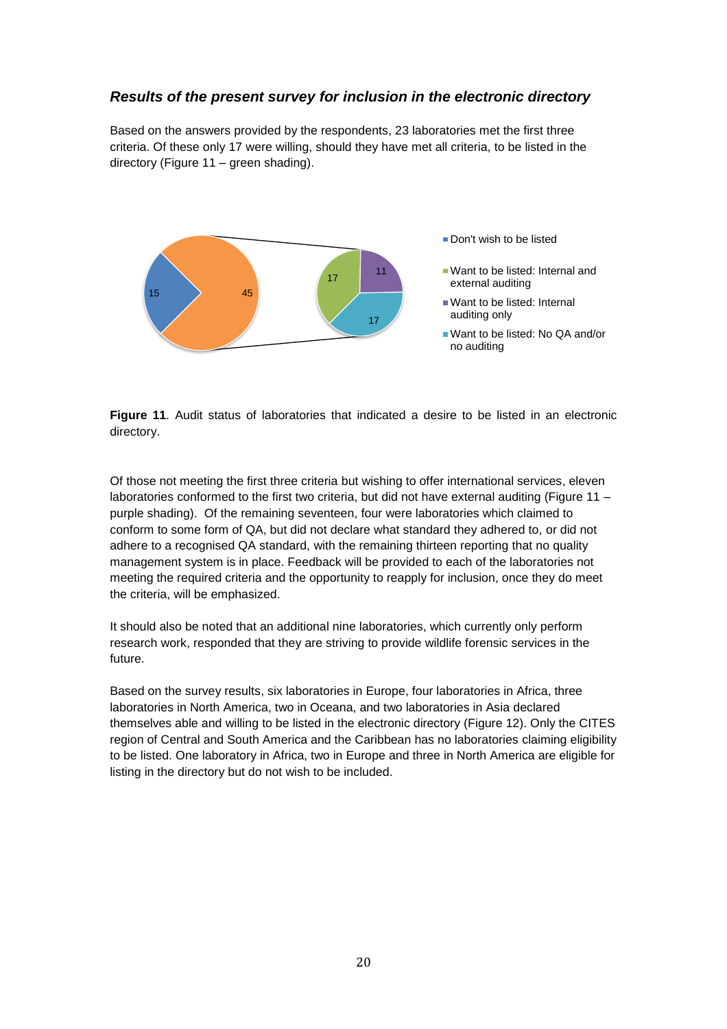### *Results of the present survey for inclusion in the electronic directory*

Based on the answers provided by the respondents, 23 laboratories met the first three criteria. Of these only 17 were willing, should they have met all criteria, to be listed in the directory (Figure 11 – green shading).

**Figure 11**. Audit status of laboratories that indicated a desire to be listed in an electronic directory.

Of those not meeting the first three criteria but wishing to offer international services, eleven laboratories conformed to the first two criteria, but did not have external auditing (Figure 11 – purple shading). Of the remaining seventeen, four were laboratories which claimed to conform to some form of QA, but did not declare what standard they adhered to, or did not adhere to a recognised QA standard, with the remaining thirteen reporting that no quality management system is in place. Feedback will be provided to each of the laboratories not meeting the required criteria and the opportunity to reapply for inclusion, once they do meet the criteria, will be emphasized.

It should also be noted that an additional nine laboratories, which currently only perform research work, responded that they are striving to provide wildlife forensic services in the future.

Based on the survey results, six laboratories in Europe, four laboratories in Africa, three laboratories in North America, two in Oceana, and two laboratories in Asia declared themselves able and willing to be listed in the electronic directory (Figure 12). Only the CITES region of Central and South America and the Caribbean has no laboratories claiming eligibility to be listed. One laboratory in Africa, two in Europe and three in North America are eligible for listing in the directory but do not wish to be included.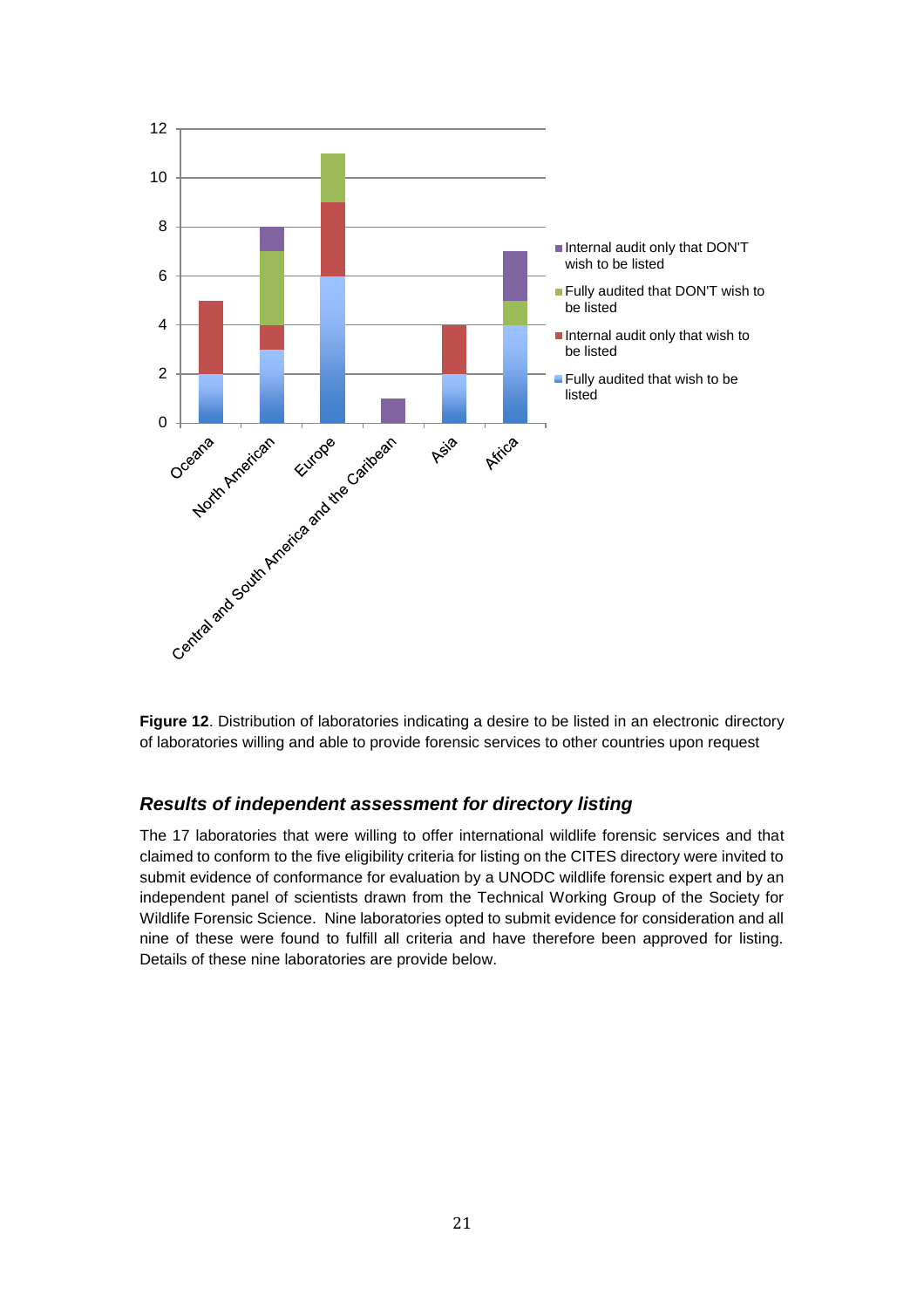**Figure 12**. Distribution of laboratories indicating a desire to be listed in an electronic directory of laboratories willing and able to provide forensic services to other countries upon request

### *Results of independent assessment for directory listing*

The 17 laboratories that were willing to offer international wildlife forensic services and that claimed to conform to the five eligibility criteria for listing on the CITES directory were invited to submit evidence of conformance for evaluation by a UNODC wildlife forensic expert and by an independent panel of scientists drawn from the Technical Working Group of the Society for Wildlife Forensic Science. Nine laboratories opted to submit evidence for consideration and all nine of these were found to fulfill all criteria and have therefore been approved for listing. Details of these nine laboratories are provide below.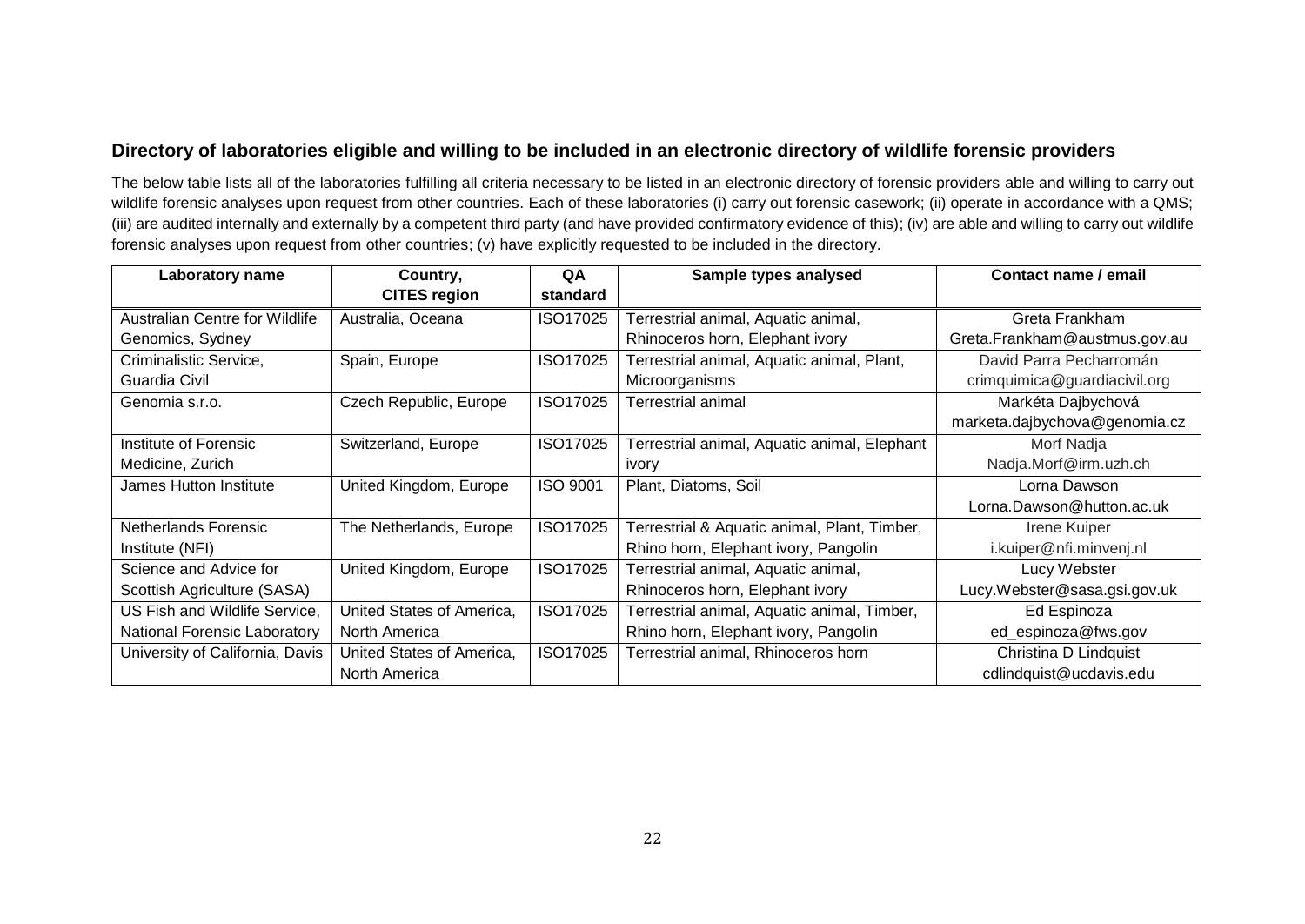### Directory of laboratories eligible and willing to be included in an electronic directory of wildlife forensic providers

The below table lists all of the laboratories fulfilling all criteria necessary to be listed in an electronic directory of forensic providers able and willing to carry out wildlife forensic analyses upon request from other countries. Each of these laboratories (i) carry out forensic casework; (ii) operate in accordance with a QMS; (iii) are audited internally and externally by a competent third party (and have provided confirmatory evidence of this); (iv) are able and willing to carry out wildlife forensic analyses upon request from other countries; (v) have explicitly requested to be included in the directory.

| Laboratory name | Country, CITES region | QA standard | Sample types analysed | Contact name / email |
|---|---|---|---|---|
| Australian Centre for Wildlife Genomics, Sydney | Australia, Oceana | ISO17025 | Terrestrial animal, Aquatic animal, Rhinoceros horn, Elephant ivory | Greta Frankham Greta.Frankham@austmus.gov.au |
| Criminalistic Service, Guardia Civil | Spain, Europe | ISO17025 | Terrestrial animal, Aquatic animal, Plant, Microorganisms | David Parra Pecharromán crimquimica@guardiacivil.org |
| Genomia s.r.o. | Czech Republic, Europe | ISO17025 | Terrestrial animal | Markéta Dajbychová marketa.dajbychova@genomia.cz |
| Institute of Forensic Medicine, Zurich | Switzerland, Europe | ISO17025 | Terrestrial animal, Aquatic animal, Elephant ivory | Morf Nadja Nadja.Morf@irm.uzh.ch |
| James Hutton Institute | United Kingdom, Europe | ISO 9001 | Plant, Diatoms, Soil | Lorna Dawson Lorna.Dawson@hutton.ac.uk |
| Netherlands Forensic Institute (NFI) | The Netherlands, Europe | ISO17025 | Terrestrial & Aquatic animal, Plant, Timber, Rhino horn, Elephant ivory, Pangolin | Irene Kuiper i.kuiper@nfi.minvenj.nl |
| Science and Advice for Scottish Agriculture (SASA) | United Kingdom, Europe | ISO17025 | Terrestrial animal, Aquatic animal, Rhinoceros horn, Elephant ivory | Lucy Webster Lucy.Webster@sasa.gsi.gov.uk |
| US Fish and Wildlife Service, National Forensic Laboratory | United States of America, North America | ISO17025 | Terrestrial animal, Aquatic animal, Timber, Rhino horn, Elephant ivory, Pangolin | Ed Espinoza ed_espinoza@fws.gov |
| University of California, Davis | United States of America, North America | ISO17025 | Terrestrial animal, Rhinoceros horn | Christina D Lindquist cdlindquist@ucdavis.edu |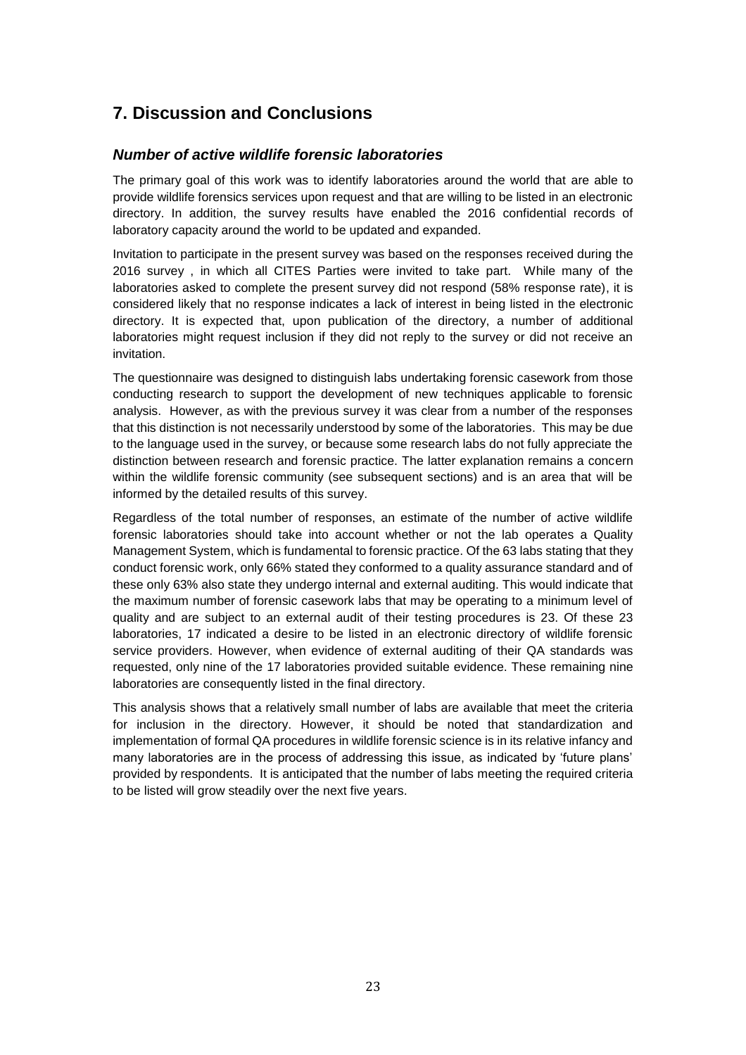## 7. Discussion and Conclusions

### *Number of active wildlife forensic laboratories*

The primary goal of this work was to identify laboratories around the world that are able to provide wildlife forensics services upon request and that are willing to be listed in an electronic directory. In addition, the survey results have enabled the 2016 confidential records of laboratory capacity around the world to be updated and expanded.

Invitation to participate in the present survey was based on the responses received during the 2016 survey , in which all CITES Parties were invited to take part. While many of the laboratories asked to complete the present survey did not respond (58% response rate), it is considered likely that no response indicates a lack of interest in being listed in the electronic directory. It is expected that, upon publication of the directory, a number of additional laboratories might request inclusion if they did not reply to the survey or did not receive an invitation.

The questionnaire was designed to distinguish labs undertaking forensic casework from those conducting research to support the development of new techniques applicable to forensic analysis. However, as with the previous survey it was clear from a number of the responses that this distinction is not necessarily understood by some of the laboratories. This may be due to the language used in the survey, or because some research labs do not fully appreciate the distinction between research and forensic practice. The latter explanation remains a concern within the wildlife forensic community (see subsequent sections) and is an area that will be informed by the detailed results of this survey.

Regardless of the total number of responses, an estimate of the number of active wildlife forensic laboratories should take into account whether or not the lab operates a Quality Management System, which is fundamental to forensic practice. Of the 63 labs stating that they conduct forensic work, only 66% stated they conformed to a quality assurance standard and of these only 63% also state they undergo internal and external auditing. This would indicate that the maximum number of forensic casework labs that may be operating to a minimum level of quality and are subject to an external audit of their testing procedures is 23. Of these 23 laboratories, 17 indicated a desire to be listed in an electronic directory of wildlife forensic service providers. However, when evidence of external auditing of their QA standards was requested, only nine of the 17 laboratories provided suitable evidence. These remaining nine laboratories are consequently listed in the final directory.

This analysis shows that a relatively small number of labs are available that meet the criteria for inclusion in the directory. However, it should be noted that standardization and implementation of formal QA procedures in wildlife forensic science is in its relative infancy and many laboratories are in the process of addressing this issue, as indicated by 'future plans' provided by respondents. It is anticipated that the number of labs meeting the required criteria to be listed will grow steadily over the next five years.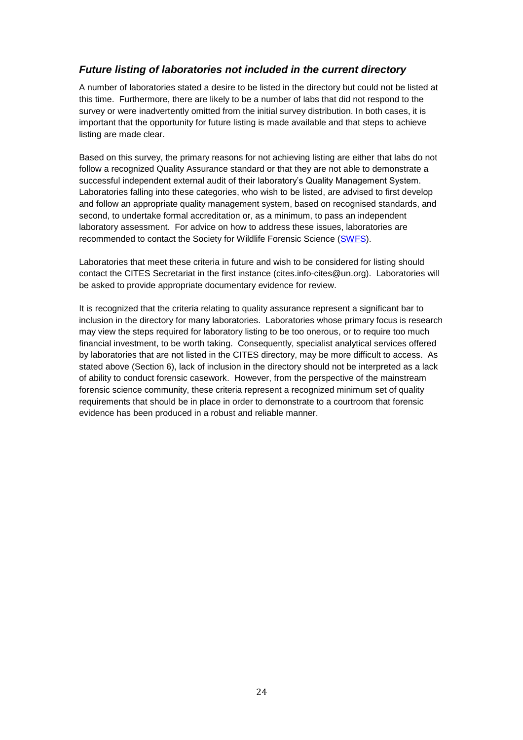### *Future listing of laboratories not included in the current directory*

A number of laboratories stated a desire to be listed in the directory but could not be listed at this time. Furthermore, there are likely to be a number of labs that did not respond to the survey or were inadvertently omitted from the initial survey distribution. In both cases, it is important that the opportunity for future listing is made available and that steps to achieve listing are made clear.

Based on this survey, the primary reasons for not achieving listing are either that labs do not follow a recognized Quality Assurance standard or that they are not able to demonstrate a successful independent external audit of their laboratory's Quality Management System. Laboratories falling into these categories, who wish to be listed, are advised to first develop and follow an appropriate quality management system, based on recognised standards, and second, to undertake formal accreditation or, as a minimum, to pass an independent laboratory assessment. For advice on how to address these issues, laboratories are recommended to contact the Society for Wildlife Forensic Science (SWFS).

Laboratories that meet these criteria in future and wish to be considered for listing should contact the CITES Secretariat in the first instance (cites.info-cites@un.org). Laboratories will be asked to provide appropriate documentary evidence for review.

It is recognized that the criteria relating to quality assurance represent a significant bar to inclusion in the directory for many laboratories. Laboratories whose primary focus is research may view the steps required for laboratory listing to be too onerous, or to require too much financial investment, to be worth taking. Consequently, specialist analytical services offered by laboratories that are not listed in the CITES directory, may be more difficult to access. As stated above (Section 6), lack of inclusion in the directory should not be interpreted as a lack of ability to conduct forensic casework. However, from the perspective of the mainstream forensic science community, these criteria represent a recognized minimum set of quality requirements that should be in place in order to demonstrate to a courtroom that forensic evidence has been produced in a robust and reliable manner.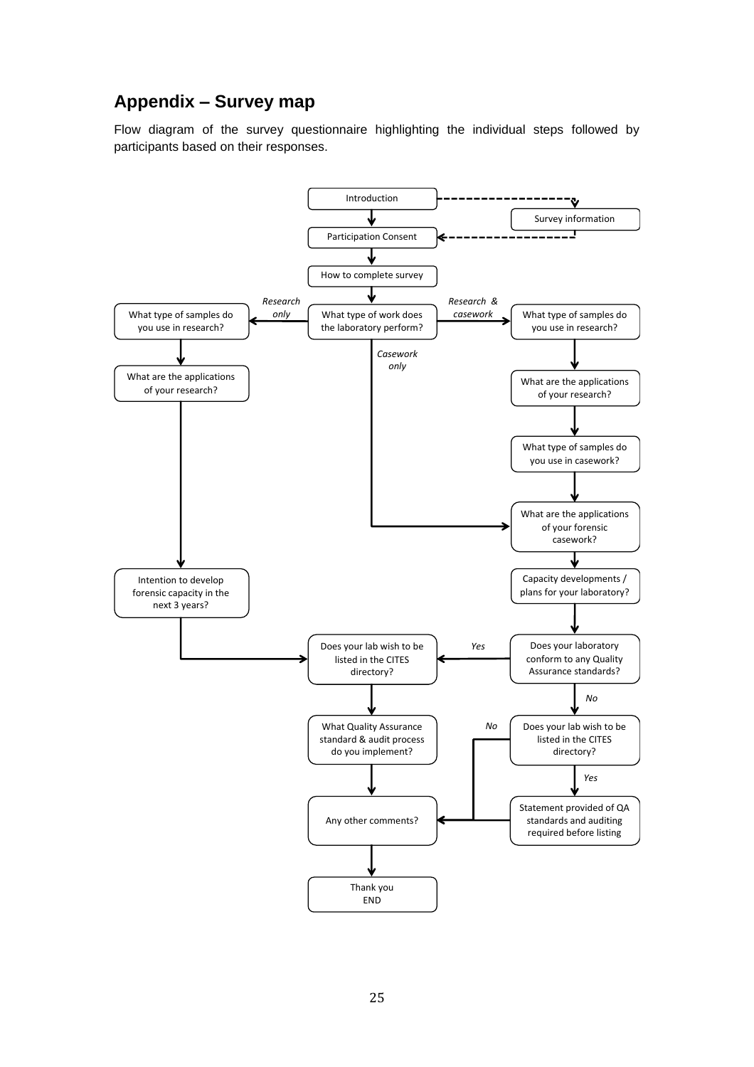## Appendix – Survey map

Flow diagram of the survey questionnaire highlighting the individual steps followed by participants based on their responses.

Introduction

Survey information

Participation Consent

How to complete survey

What type of work does the laboratory perform?

Research only

Research & casework

Casework only

What type of samples do you use in research?

What are the applications of your research?

What type of samples do you use in research?

What are the applications of your research?

What type of samples do you use in casework?

What are the applications of your forensic casework?

Intention to develop forensic capacity in the next 3 years?

Capacity developments / plans for your laboratory?

Does your lab wish to be listed in the CITES directory?

Yes

Does your laboratory conform to any Quality Assurance standards?

No

What Quality Assurance standard & audit process do you implement?

No

Does your lab wish to be listed in the CITES directory?

Yes

Any other comments?

Statement provided of QA standards and auditing required before listing

Thank you
END